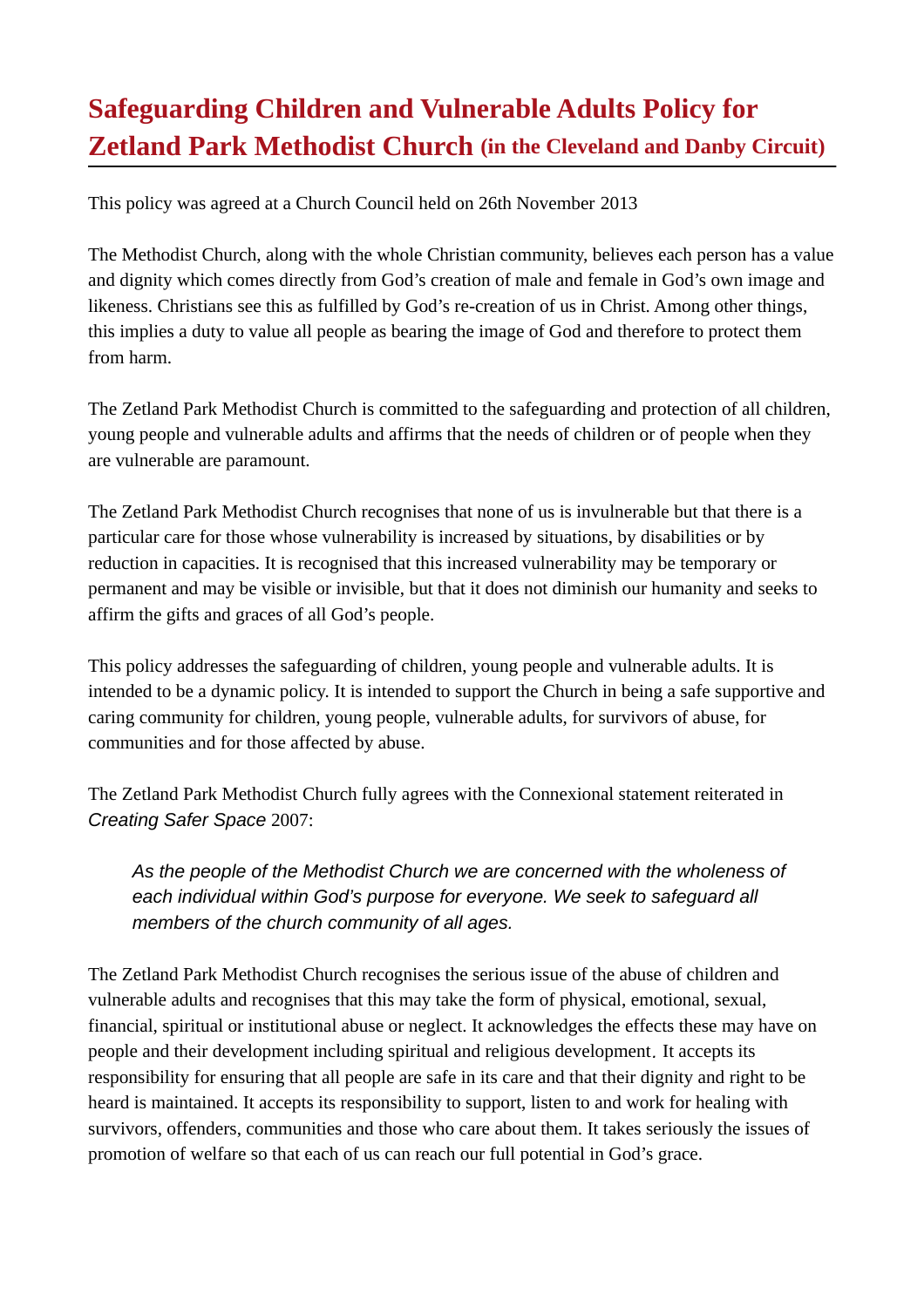# Safeguarding Children and Vulnerable Adults Policy for Zetland Park Methodist Church (in the Cleveland and Danby Circuit)

This policy was agreed at a Church Council held on 26th November 2013

The Methodist Church, along with the whole Christian community, believes each person has a value and dignity which comes directly from God's creation of male and female in God's own image and likeness. Christians see this as fulfilled by God's re-creation of us in Christ. Among other things, this implies a duty to value all people as bearing the image of God and therefore to protect them from harm.

The Zetland Park Methodist Church is committed to the safeguarding and protection of all children, young people and vulnerable adults and affirms that the needs of children or of people when they are vulnerable are paramount.

The Zetland Park Methodist Church recognises that none of us is invulnerable but that there is a particular care for those whose vulnerability is increased by situations, by disabilities or by reduction in capacities. It is recognised that this increased vulnerability may be temporary or permanent and may be visible or invisible, but that it does not diminish our humanity and seeks to affirm the gifts and graces of all God's people.

This policy addresses the safeguarding of children, young people and vulnerable adults. It is intended to be a dynamic policy. It is intended to support the Church in being a safe supportive and caring community for children, young people, vulnerable adults, for survivors of abuse, for communities and for those affected by abuse.

The Zetland Park Methodist Church fully agrees with the Connexional statement reiterated in *Creating Safer Space* 2007:

> *As the people of the Methodist Church we are concerned with the wholeness of each individual within God's purpose for everyone. We seek to safeguard all members of the church community of all ages.*

The Zetland Park Methodist Church recognises the serious issue of the abuse of children and vulnerable adults and recognises that this may take the form of physical, emotional, sexual, financial, spiritual or institutional abuse or neglect. It acknowledges the effects these may have on people and their development including spiritual and religious development. It accepts its responsibility for ensuring that all people are safe in its care and that their dignity and right to be heard is maintained. It accepts its responsibility to support, listen to and work for healing with survivors, offenders, communities and those who care about them. It takes seriously the issues of promotion of welfare so that each of us can reach our full potential in God's grace.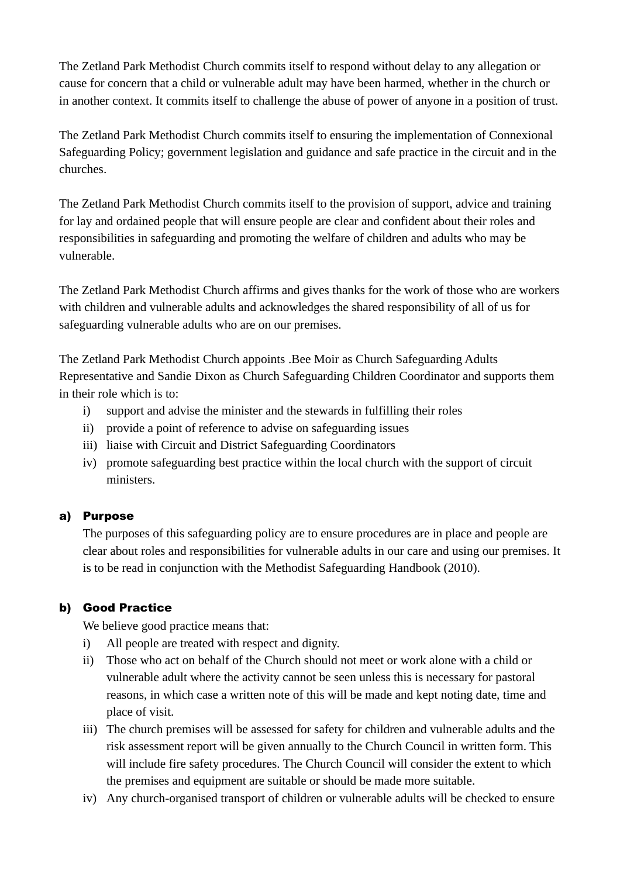The Zetland Park Methodist Church commits itself to respond without delay to any allegation or cause for concern that a child or vulnerable adult may have been harmed, whether in the church or in another context. It commits itself to challenge the abuse of power of anyone in a position of trust.

The Zetland Park Methodist Church commits itself to ensuring the implementation of Connexional Safeguarding Policy; government legislation and guidance and safe practice in the circuit and in the churches.

The Zetland Park Methodist Church commits itself to the provision of support, advice and training for lay and ordained people that will ensure people are clear and confident about their roles and responsibilities in safeguarding and promoting the welfare of children and adults who may be vulnerable.

The Zetland Park Methodist Church affirms and gives thanks for the work of those who are workers with children and vulnerable adults and acknowledges the shared responsibility of all of us for safeguarding vulnerable adults who are on our premises.

The Zetland Park Methodist Church appoints .Bee Moir as Church Safeguarding Adults Representative and Sandie Dixon as Church Safeguarding Children Coordinator and supports them in their role which is to:

i) support and advise the minister and the stewards in fulfilling their roles
ii) provide a point of reference to advise on safeguarding issues
iii) liaise with Circuit and District Safeguarding Coordinators
iv) promote safeguarding best practice within the local church with the support of circuit ministers.

**a) Purpose**

The purposes of this safeguarding policy are to ensure procedures are in place and people are clear about roles and responsibilities for vulnerable adults in our care and using our premises. It is to be read in conjunction with the Methodist Safeguarding Handbook (2010).

**b) Good Practice**

We believe good practice means that:

i) All people are treated with respect and dignity.
ii) Those who act on behalf of the Church should not meet or work alone with a child or vulnerable adult where the activity cannot be seen unless this is necessary for pastoral reasons, in which case a written note of this will be made and kept noting date, time and place of visit.
iii) The church premises will be assessed for safety for children and vulnerable adults and the risk assessment report will be given annually to the Church Council in written form. This will include fire safety procedures. The Church Council will consider the extent to which the premises and equipment are suitable or should be made more suitable.
iv) Any church-organised transport of children or vulnerable adults will be checked to ensure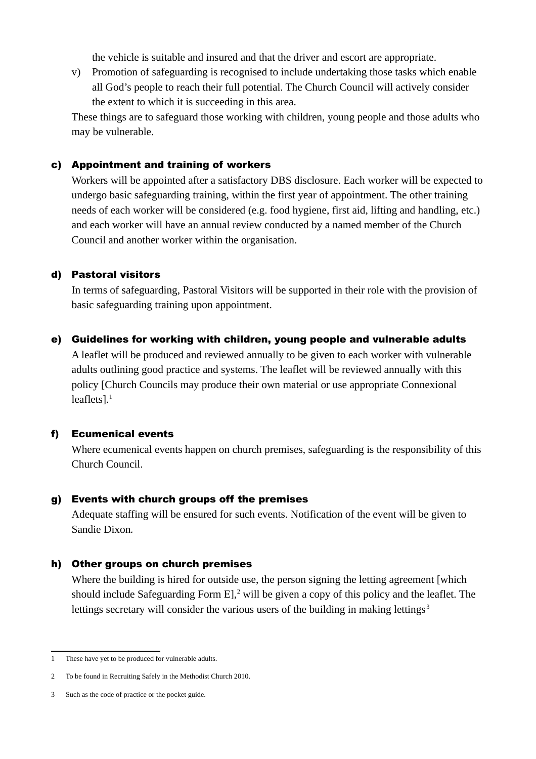the vehicle is suitable and insured and that the driver and escort are appropriate.

v) Promotion of safeguarding is recognised to include undertaking those tasks which enable all God's people to reach their full potential. The Church Council will actively consider the extent to which it is succeeding in this area.

These things are to safeguard those working with children, young people and those adults who may be vulnerable.

### c) Appointment and training of workers

Workers will be appointed after a satisfactory DBS disclosure. Each worker will be expected to undergo basic safeguarding training, within the first year of appointment. The other training needs of each worker will be considered (e.g. food hygiene, first aid, lifting and handling, etc.) and each worker will have an annual review conducted by a named member of the Church Council and another worker within the organisation.

### d) Pastoral visitors

In terms of safeguarding, Pastoral Visitors will be supported in their role with the provision of basic safeguarding training upon appointment.

### e) Guidelines for working with children, young people and vulnerable adults

A leaflet will be produced and reviewed annually to be given to each worker with vulnerable adults outlining good practice and systems. The leaflet will be reviewed annually with this policy [Church Councils may produce their own material or use appropriate Connexional leaflets].[1]

### f) Ecumenical events

Where ecumenical events happen on church premises, safeguarding is the responsibility of this Church Council.

### g) Events with church groups off the premises

Adequate staffing will be ensured for such events. Notification of the event will be given to Sandie Dixon.

### h) Other groups on church premises

Where the building is hired for outside use, the person signing the letting agreement [which should include Safeguarding Form E],[2] will be given a copy of this policy and the leaflet. The lettings secretary will consider the various users of the building in making lettings[3]

---

1 These have yet to be produced for vulnerable adults.

2 To be found in Recruiting Safely in the Methodist Church 2010.

3 Such as the code of practice or the pocket guide.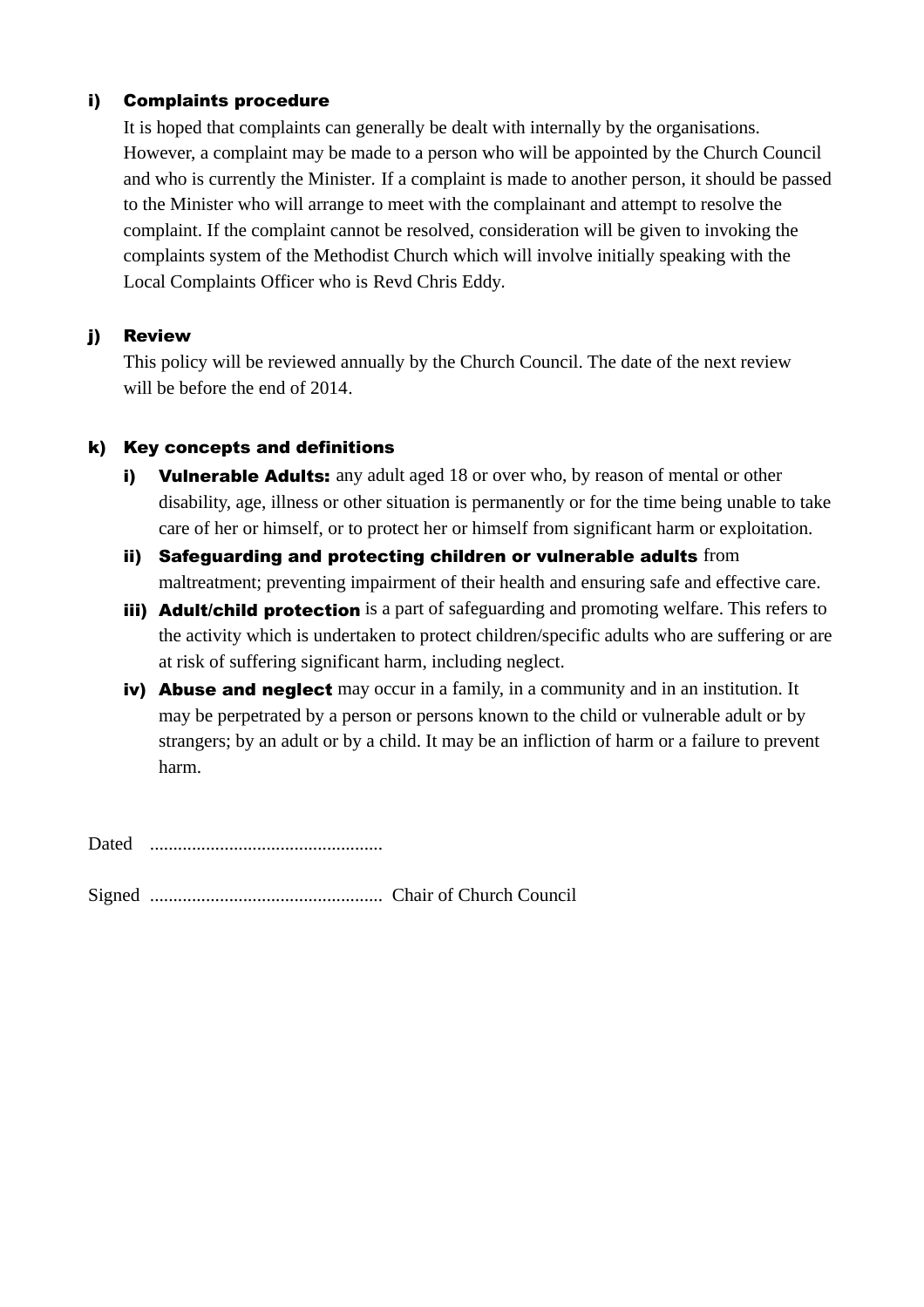### i) Complaints procedure

It is hoped that complaints can generally be dealt with internally by the organisations. However, a complaint may be made to a person who will be appointed by the Church Council and who is currently the Minister. If a complaint is made to another person, it should be passed to the Minister who will arrange to meet with the complainant and attempt to resolve the complaint. If the complaint cannot be resolved, consideration will be given to invoking the complaints system of the Methodist Church which will involve initially speaking with the Local Complaints Officer who is Revd Chris Eddy.

### j) Review

This policy will be reviewed annually by the Church Council. The date of the next review will be before the end of 2014.

### k) Key concepts and definitions

- i) **Vulnerable Adults:** any adult aged 18 or over who, by reason of mental or other disability, age, illness or other situation is permanently or for the time being unable to take care of her or himself, or to protect her or himself from significant harm or exploitation.
- ii) **Safeguarding and protecting children or vulnerable adults** from maltreatment; preventing impairment of their health and ensuring safe and effective care.
- iii) **Adult/child protection** is a part of safeguarding and promoting welfare. This refers to the activity which is undertaken to protect children/specific adults who are suffering or are at risk of suffering significant harm, including neglect.
- iv) **Abuse and neglect** may occur in a family, in a community and in an institution. It may be perpetrated by a person or persons known to the child or vulnerable adult or by strangers; by an adult or by a child. It may be an infliction of harm or a failure to prevent harm.

Dated ..................................................

Signed .................................................. Chair of Church Council